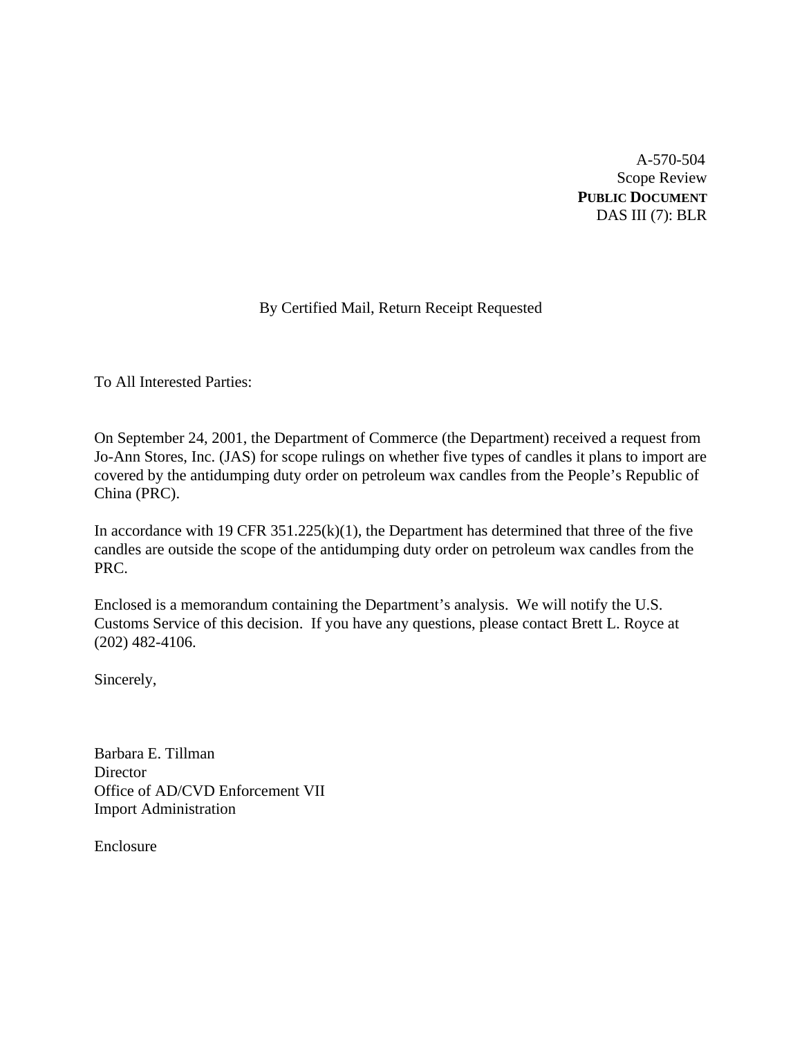A-570-504
Scope Review
**PUBLIC DOCUMENT**
DAS III (7): BLR

By Certified Mail, Return Receipt Requested

To All Interested Parties:

On September 24, 2001, the Department of Commerce (the Department) received a request from Jo-Ann Stores, Inc. (JAS) for scope rulings on whether five types of candles it plans to import are covered by the antidumping duty order on petroleum wax candles from the People's Republic of China (PRC).

In accordance with 19 CFR 351.225(k)(1), the Department has determined that three of the five candles are outside the scope of the antidumping duty order on petroleum wax candles from the PRC.

Enclosed is a memorandum containing the Department's analysis. We will notify the U.S. Customs Service of this decision. If you have any questions, please contact Brett L. Royce at (202) 482-4106.

Sincerely,

Barbara E. Tillman
Director
Office of AD/CVD Enforcement VII
Import Administration

Enclosure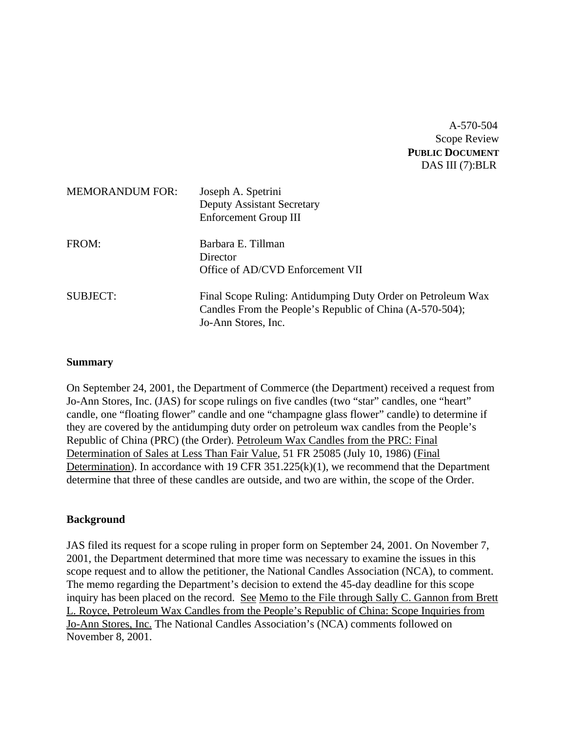A-570-504
Scope Review
**PUBLIC DOCUMENT**
DAS III (7):BLR

| MEMORANDUM FOR: | Joseph A. Spetrini<br>Deputy Assistant Secretary<br>Enforcement Group III |
|---|---|
| FROM: | Barbara E. Tillman<br>Director<br>Office of AD/CVD Enforcement VII |
| SUBJECT: | Final Scope Ruling: Antidumping Duty Order on Petroleum Wax Candles From the People's Republic of China (A-570-504); Jo-Ann Stores, Inc. |

**Summary**

On September 24, 2001, the Department of Commerce (the Department) received a request from Jo-Ann Stores, Inc. (JAS) for scope rulings on five candles (two "star" candles, one "heart" candle, one "floating flower" candle and one "champagne glass flower" candle) to determine if they are covered by the antidumping duty order on petroleum wax candles from the People's Republic of China (PRC) (the Order). Petroleum Wax Candles from the PRC: Final Determination of Sales at Less Than Fair Value, 51 FR 25085 (July 10, 1986) (Final Determination). In accordance with 19 CFR 351.225(k)(1), we recommend that the Department determine that three of these candles are outside, and two are within, the scope of the Order.

**Background**

JAS filed its request for a scope ruling in proper form on September 24, 2001. On November 7, 2001, the Department determined that more time was necessary to examine the issues in this scope request and to allow the petitioner, the National Candles Association (NCA), to comment. The memo regarding the Department's decision to extend the 45-day deadline for this scope inquiry has been placed on the record. See Memo to the File through Sally C. Gannon from Brett L. Royce, Petroleum Wax Candles from the People's Republic of China: Scope Inquiries from Jo-Ann Stores, Inc. The National Candles Association's (NCA) comments followed on November 8, 2001.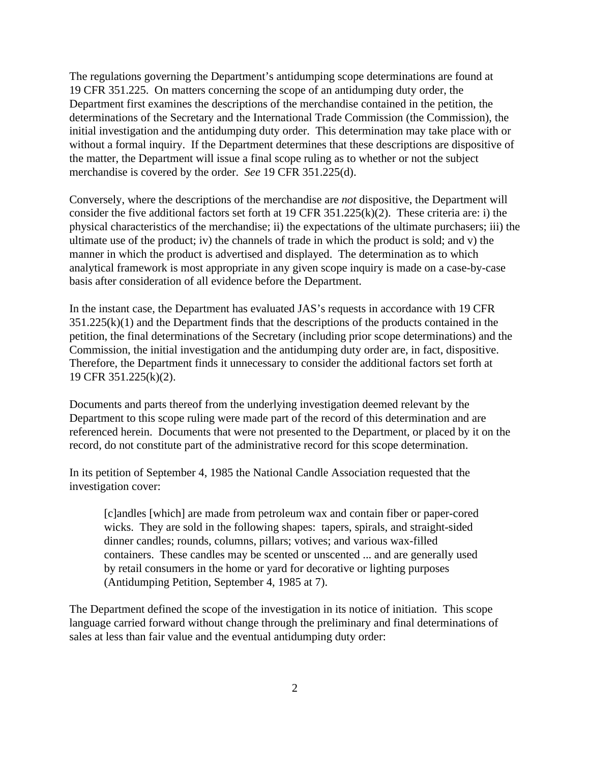The regulations governing the Department's antidumping scope determinations are found at 19 CFR 351.225. On matters concerning the scope of an antidumping duty order, the Department first examines the descriptions of the merchandise contained in the petition, the determinations of the Secretary and the International Trade Commission (the Commission), the initial investigation and the antidumping duty order. This determination may take place with or without a formal inquiry. If the Department determines that these descriptions are dispositive of the matter, the Department will issue a final scope ruling as to whether or not the subject merchandise is covered by the order. *See* 19 CFR 351.225(d).

Conversely, where the descriptions of the merchandise are *not* dispositive, the Department will consider the five additional factors set forth at 19 CFR 351.225(k)(2). These criteria are: i) the physical characteristics of the merchandise; ii) the expectations of the ultimate purchasers; iii) the ultimate use of the product; iv) the channels of trade in which the product is sold; and v) the manner in which the product is advertised and displayed. The determination as to which analytical framework is most appropriate in any given scope inquiry is made on a case-by-case basis after consideration of all evidence before the Department.

In the instant case, the Department has evaluated JAS's requests in accordance with 19 CFR 351.225(k)(1) and the Department finds that the descriptions of the products contained in the petition, the final determinations of the Secretary (including prior scope determinations) and the Commission, the initial investigation and the antidumping duty order are, in fact, dispositive. Therefore, the Department finds it unnecessary to consider the additional factors set forth at 19 CFR 351.225(k)(2).

Documents and parts thereof from the underlying investigation deemed relevant by the Department to this scope ruling were made part of the record of this determination and are referenced herein. Documents that were not presented to the Department, or placed by it on the record, do not constitute part of the administrative record for this scope determination.

In its petition of September 4, 1985 the National Candle Association requested that the investigation cover:

> [c]andles [which] are made from petroleum wax and contain fiber or paper-cored wicks. They are sold in the following shapes: tapers, spirals, and straight-sided dinner candles; rounds, columns, pillars; votives; and various wax-filled containers. These candles may be scented or unscented ... and are generally used by retail consumers in the home or yard for decorative or lighting purposes (Antidumping Petition, September 4, 1985 at 7).

The Department defined the scope of the investigation in its notice of initiation. This scope language carried forward without change through the preliminary and final determinations of sales at less than fair value and the eventual antidumping duty order: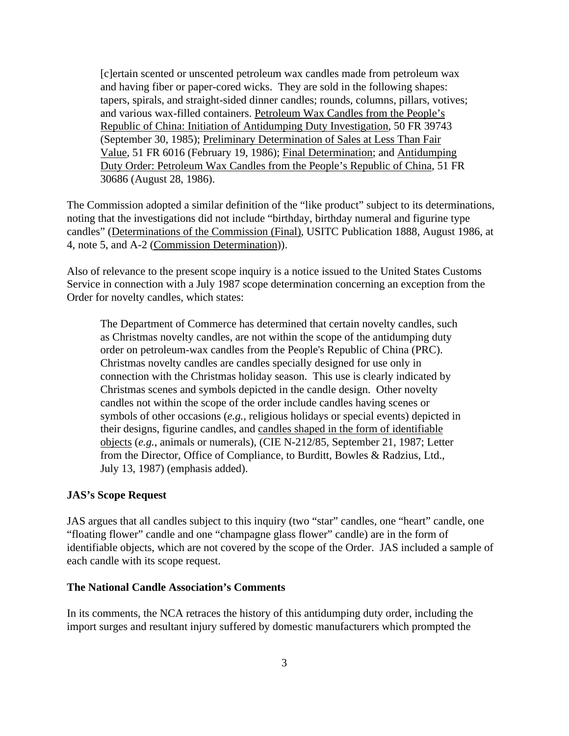> [c]ertain scented or unscented petroleum wax candles made from petroleum wax and having fiber or paper-cored wicks. They are sold in the following shapes: tapers, spirals, and straight-sided dinner candles; rounds, columns, pillars, votives; and various wax-filled containers. Petroleum Wax Candles from the People's Republic of China: Initiation of Antidumping Duty Investigation, 50 FR 39743 (September 30, 1985); Preliminary Determination of Sales at Less Than Fair Value, 51 FR 6016 (February 19, 1986); Final Determination; and Antidumping Duty Order: Petroleum Wax Candles from the People's Republic of China, 51 FR 30686 (August 28, 1986).

The Commission adopted a similar definition of the "like product" subject to its determinations, noting that the investigations did not include "birthday, birthday numeral and figurine type candles" (Determinations of the Commission (Final), USITC Publication 1888, August 1986, at 4, note 5, and A-2 (Commission Determination)).

Also of relevance to the present scope inquiry is a notice issued to the United States Customs Service in connection with a July 1987 scope determination concerning an exception from the Order for novelty candles, which states:

> The Department of Commerce has determined that certain novelty candles, such as Christmas novelty candles, are not within the scope of the antidumping duty order on petroleum-wax candles from the People's Republic of China (PRC). Christmas novelty candles are candles specially designed for use only in connection with the Christmas holiday season. This use is clearly indicated by Christmas scenes and symbols depicted in the candle design. Other novelty candles not within the scope of the order include candles having scenes or symbols of other occasions (*e.g.*, religious holidays or special events) depicted in their designs, figurine candles, and candles shaped in the form of identifiable objects (*e.g.*, animals or numerals), (CIE N-212/85, September 21, 1987; Letter from the Director, Office of Compliance, to Burditt, Bowles & Radzius, Ltd., July 13, 1987) (emphasis added).

**JAS's Scope Request**

JAS argues that all candles subject to this inquiry (two "star" candles, one "heart" candle, one "floating flower" candle and one "champagne glass flower" candle) are in the form of identifiable objects, which are not covered by the scope of the Order. JAS included a sample of each candle with its scope request.

**The National Candle Association's Comments**

In its comments, the NCA retraces the history of this antidumping duty order, including the import surges and resultant injury suffered by domestic manufacturers which prompted the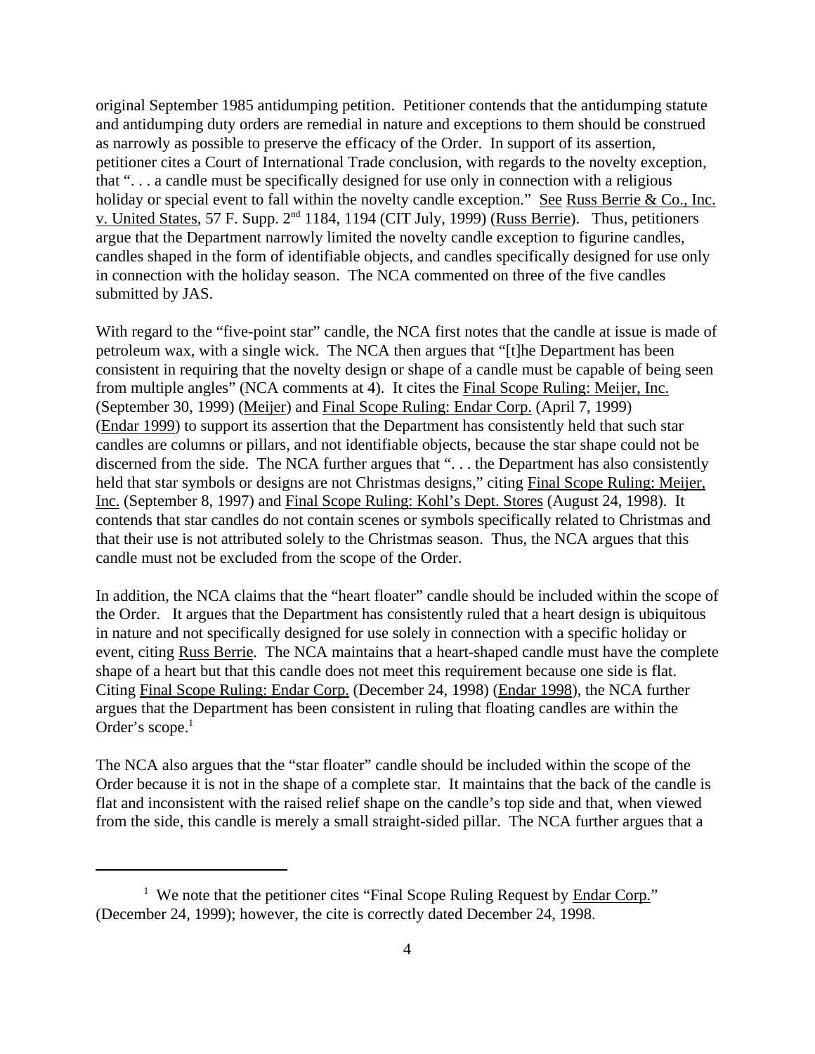original September 1985 antidumping petition. Petitioner contends that the antidumping statute and antidumping duty orders are remedial in nature and exceptions to them should be construed as narrowly as possible to preserve the efficacy of the Order. In support of its assertion, petitioner cites a Court of International Trade conclusion, with regards to the novelty exception, that ". . . a candle must be specifically designed for use only in connection with a religious holiday or special event to fall within the novelty candle exception." See Russ Berrie & Co., Inc. v. United States, 57 F. Supp. 2nd 1184, 1194 (CIT July, 1999) (Russ Berrie). Thus, petitioners argue that the Department narrowly limited the novelty candle exception to figurine candles, candles shaped in the form of identifiable objects, and candles specifically designed for use only in connection with the holiday season. The NCA commented on three of the five candles submitted by JAS.

With regard to the "five-point star" candle, the NCA first notes that the candle at issue is made of petroleum wax, with a single wick. The NCA then argues that "[t]he Department has been consistent in requiring that the novelty design or shape of a candle must be capable of being seen from multiple angles" (NCA comments at 4). It cites the Final Scope Ruling: Meijer, Inc. (September 30, 1999) (Meijer) and Final Scope Ruling: Endar Corp. (April 7, 1999) (Endar 1999) to support its assertion that the Department has consistently held that such star candles are columns or pillars, and not identifiable objects, because the star shape could not be discerned from the side. The NCA further argues that ". . . the Department has also consistently held that star symbols or designs are not Christmas designs," citing Final Scope Ruling: Meijer, Inc. (September 8, 1997) and Final Scope Ruling: Kohl's Dept. Stores (August 24, 1998). It contends that star candles do not contain scenes or symbols specifically related to Christmas and that their use is not attributed solely to the Christmas season. Thus, the NCA argues that this candle must not be excluded from the scope of the Order.

In addition, the NCA claims that the "heart floater" candle should be included within the scope of the Order. It argues that the Department has consistently ruled that a heart design is ubiquitous in nature and not specifically designed for use solely in connection with a specific holiday or event, citing Russ Berrie. The NCA maintains that a heart-shaped candle must have the complete shape of a heart but that this candle does not meet this requirement because one side is flat. Citing Final Scope Ruling: Endar Corp. (December 24, 1998) (Endar 1998), the NCA further argues that the Department has been consistent in ruling that floating candles are within the Order's scope.[1]

The NCA also argues that the "star floater" candle should be included within the scope of the Order because it is not in the shape of a complete star. It maintains that the back of the candle is flat and inconsistent with the raised relief shape on the candle's top side and that, when viewed from the side, this candle is merely a small straight-sided pillar. The NCA further argues that a

[1] We note that the petitioner cites "Final Scope Ruling Request by Endar Corp." (December 24, 1999); however, the cite is correctly dated December 24, 1998.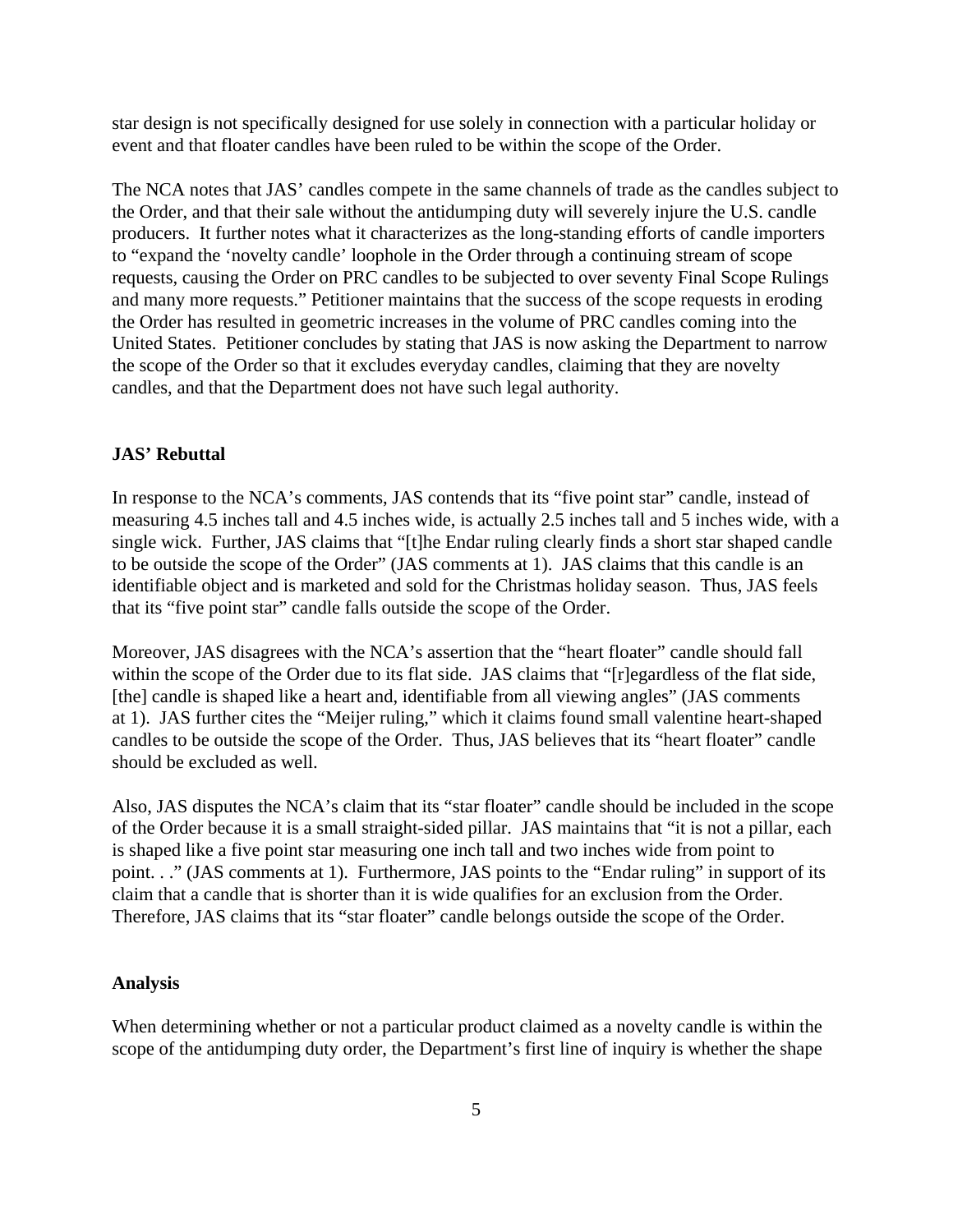star design is not specifically designed for use solely in connection with a particular holiday or event and that floater candles have been ruled to be within the scope of the Order.

The NCA notes that JAS' candles compete in the same channels of trade as the candles subject to the Order, and that their sale without the antidumping duty will severely injure the U.S. candle producers. It further notes what it characterizes as the long-standing efforts of candle importers to "expand the 'novelty candle' loophole in the Order through a continuing stream of scope requests, causing the Order on PRC candles to be subjected to over seventy Final Scope Rulings and many more requests." Petitioner maintains that the success of the scope requests in eroding the Order has resulted in geometric increases in the volume of PRC candles coming into the United States. Petitioner concludes by stating that JAS is now asking the Department to narrow the scope of the Order so that it excludes everyday candles, claiming that they are novelty candles, and that the Department does not have such legal authority.

**JAS' Rebuttal**

In response to the NCA's comments, JAS contends that its "five point star" candle, instead of measuring 4.5 inches tall and 4.5 inches wide, is actually 2.5 inches tall and 5 inches wide, with a single wick. Further, JAS claims that "[t]he Endar ruling clearly finds a short star shaped candle to be outside the scope of the Order" (JAS comments at 1). JAS claims that this candle is an identifiable object and is marketed and sold for the Christmas holiday season. Thus, JAS feels that its "five point star" candle falls outside the scope of the Order.

Moreover, JAS disagrees with the NCA's assertion that the "heart floater" candle should fall within the scope of the Order due to its flat side. JAS claims that "[r]egardless of the flat side, [the] candle is shaped like a heart and, identifiable from all viewing angles" (JAS comments at 1). JAS further cites the "Meijer ruling," which it claims found small valentine heart-shaped candles to be outside the scope of the Order. Thus, JAS believes that its "heart floater" candle should be excluded as well.

Also, JAS disputes the NCA's claim that its "star floater" candle should be included in the scope of the Order because it is a small straight-sided pillar. JAS maintains that "it is not a pillar, each is shaped like a five point star measuring one inch tall and two inches wide from point to point. . ." (JAS comments at 1). Furthermore, JAS points to the "Endar ruling" in support of its claim that a candle that is shorter than it is wide qualifies for an exclusion from the Order. Therefore, JAS claims that its "star floater" candle belongs outside the scope of the Order.

**Analysis**

When determining whether or not a particular product claimed as a novelty candle is within the scope of the antidumping duty order, the Department's first line of inquiry is whether the shape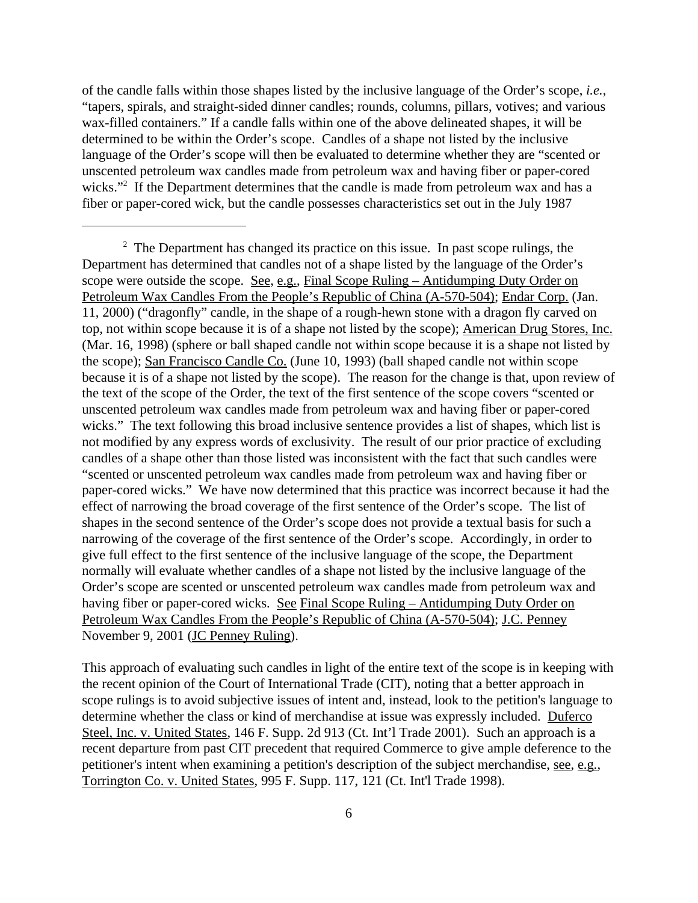of the candle falls within those shapes listed by the inclusive language of the Order's scope, *i.e.*, "tapers, spirals, and straight-sided dinner candles; rounds, columns, pillars, votives; and various wax-filled containers." If a candle falls within one of the above delineated shapes, it will be determined to be within the Order's scope. Candles of a shape not listed by the inclusive language of the Order's scope will then be evaluated to determine whether they are "scented or unscented petroleum wax candles made from petroleum wax and having fiber or paper-cored wicks."[2] If the Department determines that the candle is made from petroleum wax and has a fiber or paper-cored wick, but the candle possesses characteristics set out in the July 1987

---

[2] The Department has changed its practice on this issue. In past scope rulings, the Department has determined that candles not of a shape listed by the language of the Order's scope were outside the scope. See, e.g., Final Scope Ruling – Antidumping Duty Order on Petroleum Wax Candles From the People's Republic of China (A-570-504); Endar Corp. (Jan. 11, 2000) ("dragonfly" candle, in the shape of a rough-hewn stone with a dragon fly carved on top, not within scope because it is of a shape not listed by the scope); American Drug Stores, Inc. (Mar. 16, 1998) (sphere or ball shaped candle not within scope because it is a shape not listed by the scope); San Francisco Candle Co. (June 10, 1993) (ball shaped candle not within scope because it is of a shape not listed by the scope). The reason for the change is that, upon review of the text of the scope of the Order, the text of the first sentence of the scope covers "scented or unscented petroleum wax candles made from petroleum wax and having fiber or paper-cored wicks." The text following this broad inclusive sentence provides a list of shapes, which list is not modified by any express words of exclusivity. The result of our prior practice of excluding candles of a shape other than those listed was inconsistent with the fact that such candles were "scented or unscented petroleum wax candles made from petroleum wax and having fiber or paper-cored wicks." We have now determined that this practice was incorrect because it had the effect of narrowing the broad coverage of the first sentence of the Order's scope. The list of shapes in the second sentence of the Order's scope does not provide a textual basis for such a narrowing of the coverage of the first sentence of the Order's scope. Accordingly, in order to give full effect to the first sentence of the inclusive language of the scope, the Department normally will evaluate whether candles of a shape not listed by the inclusive language of the Order's scope are scented or unscented petroleum wax candles made from petroleum wax and having fiber or paper-cored wicks. See Final Scope Ruling – Antidumping Duty Order on Petroleum Wax Candles From the People's Republic of China (A-570-504); J.C. Penney November 9, 2001 (JC Penney Ruling).

This approach of evaluating such candles in light of the entire text of the scope is in keeping with the recent opinion of the Court of International Trade (CIT), noting that a better approach in scope rulings is to avoid subjective issues of intent and, instead, look to the petition's language to determine whether the class or kind of merchandise at issue was expressly included. Duferco Steel, Inc. v. United States, 146 F. Supp. 2d 913 (Ct. Int'l Trade 2001). Such an approach is a recent departure from past CIT precedent that required Commerce to give ample deference to the petitioner's intent when examining a petition's description of the subject merchandise, see, e.g., Torrington Co. v. United States, 995 F. Supp. 117, 121 (Ct. Int'l Trade 1998).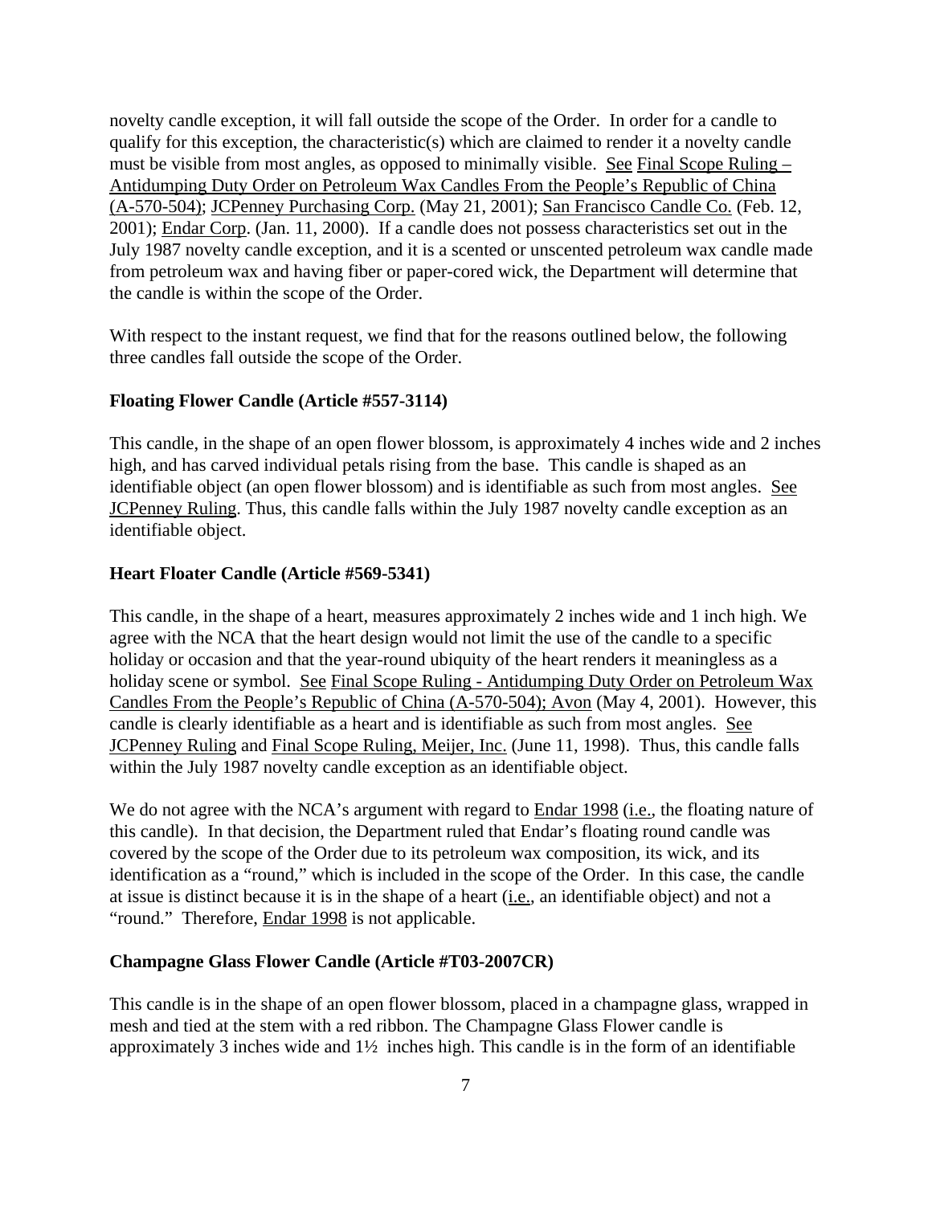novelty candle exception, it will fall outside the scope of the Order. In order for a candle to qualify for this exception, the characteristic(s) which are claimed to render it a novelty candle must be visible from most angles, as opposed to minimally visible. See Final Scope Ruling – Antidumping Duty Order on Petroleum Wax Candles From the People's Republic of China (A-570-504); JCPenney Purchasing Corp. (May 21, 2001); San Francisco Candle Co. (Feb. 12, 2001); Endar Corp. (Jan. 11, 2000). If a candle does not possess characteristics set out in the July 1987 novelty candle exception, and it is a scented or unscented petroleum wax candle made from petroleum wax and having fiber or paper-cored wick, the Department will determine that the candle is within the scope of the Order.

With respect to the instant request, we find that for the reasons outlined below, the following three candles fall outside the scope of the Order.

**Floating Flower Candle (Article #557-3114)**

This candle, in the shape of an open flower blossom, is approximately 4 inches wide and 2 inches high, and has carved individual petals rising from the base. This candle is shaped as an identifiable object (an open flower blossom) and is identifiable as such from most angles. See JCPenney Ruling. Thus, this candle falls within the July 1987 novelty candle exception as an identifiable object.

**Heart Floater Candle (Article #569-5341)**

This candle, in the shape of a heart, measures approximately 2 inches wide and 1 inch high. We agree with the NCA that the heart design would not limit the use of the candle to a specific holiday or occasion and that the year-round ubiquity of the heart renders it meaningless as a holiday scene or symbol. See Final Scope Ruling - Antidumping Duty Order on Petroleum Wax Candles From the People's Republic of China (A-570-504); Avon (May 4, 2001). However, this candle is clearly identifiable as a heart and is identifiable as such from most angles. See JCPenney Ruling and Final Scope Ruling, Meijer, Inc. (June 11, 1998). Thus, this candle falls within the July 1987 novelty candle exception as an identifiable object.

We do not agree with the NCA's argument with regard to Endar 1998 (i.e., the floating nature of this candle). In that decision, the Department ruled that Endar's floating round candle was covered by the scope of the Order due to its petroleum wax composition, its wick, and its identification as a "round," which is included in the scope of the Order. In this case, the candle at issue is distinct because it is in the shape of a heart (i.e., an identifiable object) and not a "round." Therefore, Endar 1998 is not applicable.

**Champagne Glass Flower Candle (Article #T03-2007CR)**

This candle is in the shape of an open flower blossom, placed in a champagne glass, wrapped in mesh and tied at the stem with a red ribbon. The Champagne Glass Flower candle is approximately 3 inches wide and 1½ inches high. This candle is in the form of an identifiable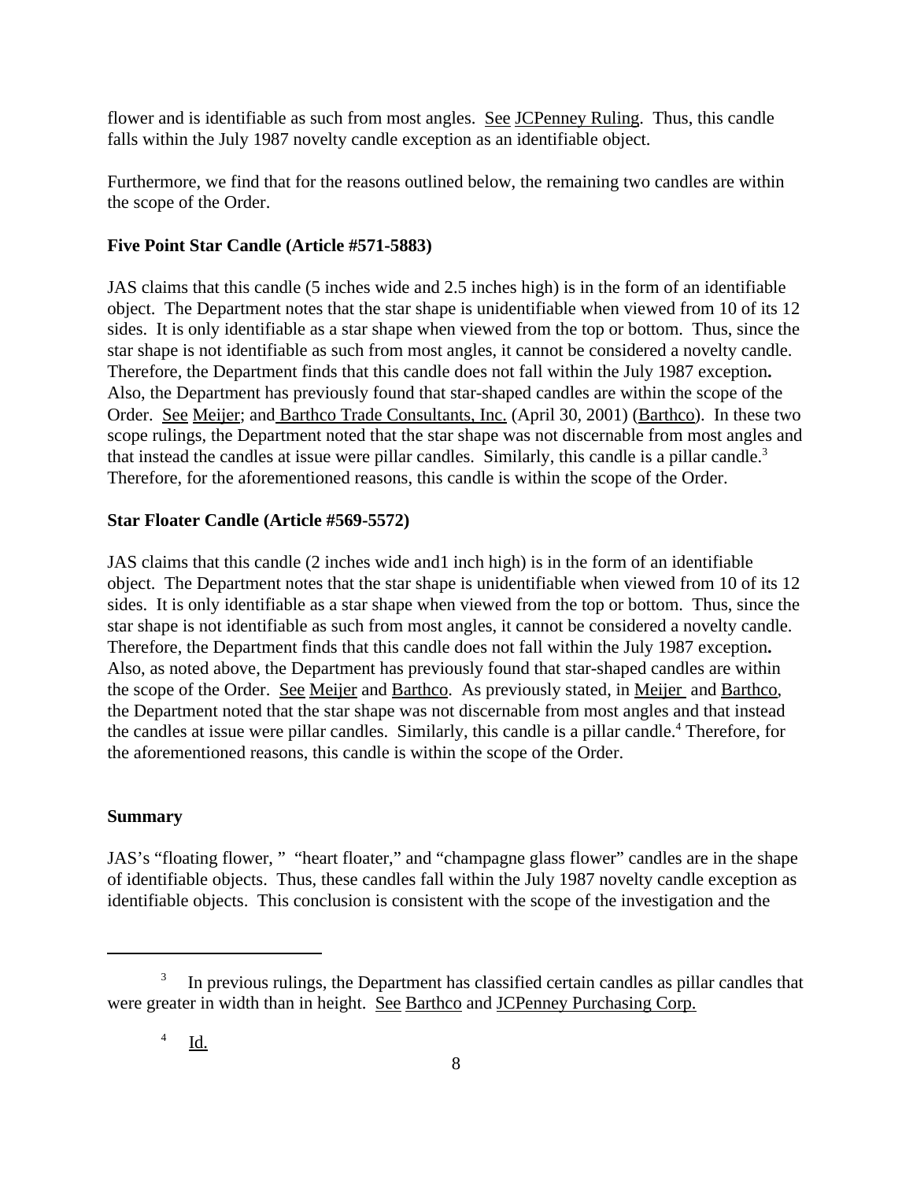flower and is identifiable as such from most angles. See JCPenney Ruling. Thus, this candle falls within the July 1987 novelty candle exception as an identifiable object.

Furthermore, we find that for the reasons outlined below, the remaining two candles are within the scope of the Order.

**Five Point Star Candle (Article #571-5883)**

JAS claims that this candle (5 inches wide and 2.5 inches high) is in the form of an identifiable object. The Department notes that the star shape is unidentifiable when viewed from 10 of its 12 sides. It is only identifiable as a star shape when viewed from the top or bottom. Thus, since the star shape is not identifiable as such from most angles, it cannot be considered a novelty candle. Therefore, the Department finds that this candle does not fall within the July 1987 exception**.** Also, the Department has previously found that star-shaped candles are within the scope of the Order. See Meijer; and Barthco Trade Consultants, Inc. (April 30, 2001) (Barthco). In these two scope rulings, the Department noted that the star shape was not discernable from most angles and that instead the candles at issue were pillar candles. Similarly, this candle is a pillar candle.[3] Therefore, for the aforementioned reasons, this candle is within the scope of the Order.

**Star Floater Candle (Article #569-5572)**

JAS claims that this candle (2 inches wide and1 inch high) is in the form of an identifiable object. The Department notes that the star shape is unidentifiable when viewed from 10 of its 12 sides. It is only identifiable as a star shape when viewed from the top or bottom. Thus, since the star shape is not identifiable as such from most angles, it cannot be considered a novelty candle. Therefore, the Department finds that this candle does not fall within the July 1987 exception**.** Also, as noted above, the Department has previously found that star-shaped candles are within the scope of the Order. See Meijer and Barthco. As previously stated, in Meijer and Barthco, the Department noted that the star shape was not discernable from most angles and that instead the candles at issue were pillar candles. Similarly, this candle is a pillar candle.[4] Therefore, for the aforementioned reasons, this candle is within the scope of the Order.

**Summary**

JAS's "floating flower, " "heart floater," and "champagne glass flower" candles are in the shape of identifiable objects. Thus, these candles fall within the July 1987 novelty candle exception as identifiable objects. This conclusion is consistent with the scope of the investigation and the

---

[3] In previous rulings, the Department has classified certain candles as pillar candles that were greater in width than in height. See Barthco and JCPenney Purchasing Corp.

[4] Id.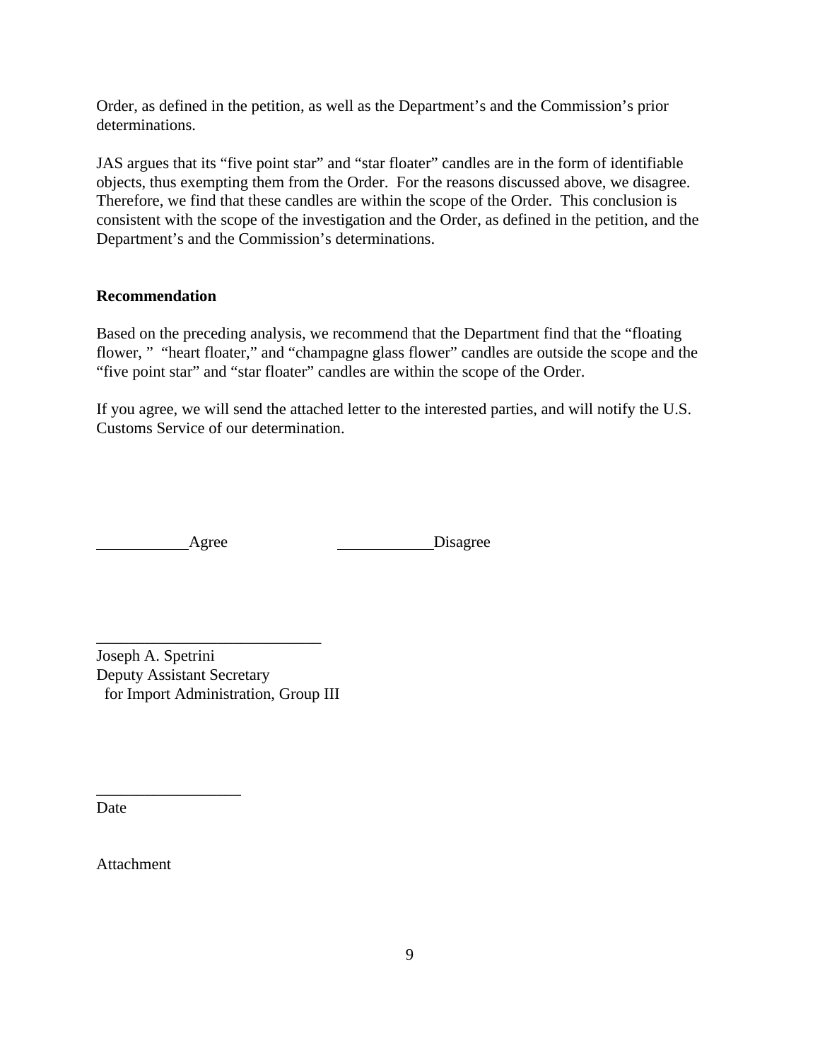Order, as defined in the petition, as well as the Department's and the Commission's prior determinations.

JAS argues that its "five point star" and "star floater" candles are in the form of identifiable objects, thus exempting them from the Order. For the reasons discussed above, we disagree. Therefore, we find that these candles are within the scope of the Order. This conclusion is consistent with the scope of the investigation and the Order, as defined in the petition, and the Department's and the Commission's determinations.

**Recommendation**

Based on the preceding analysis, we recommend that the Department find that the "floating flower, " "heart floater," and "champagne glass flower" candles are outside the scope and the "five point star" and "star floater" candles are within the scope of the Order.

If you agree, we will send the attached letter to the interested parties, and will notify the U.S. Customs Service of our determination.

\_\_\_\_\_\_\_\_\_\_\_\_Agree \_\_\_\_\_\_\_\_\_\_\_\_Disagree

\_\_\_\_\_\_\_\_\_\_\_\_\_\_\_\_\_\_\_\_\_\_\_\_\_\_\_\_\_\_

Joseph A. Spetrini
Deputy Assistant Secretary
for Import Administration, Group III

\_\_\_\_\_\_\_\_\_\_\_\_\_\_\_\_\_\_\_

Date

Attachment